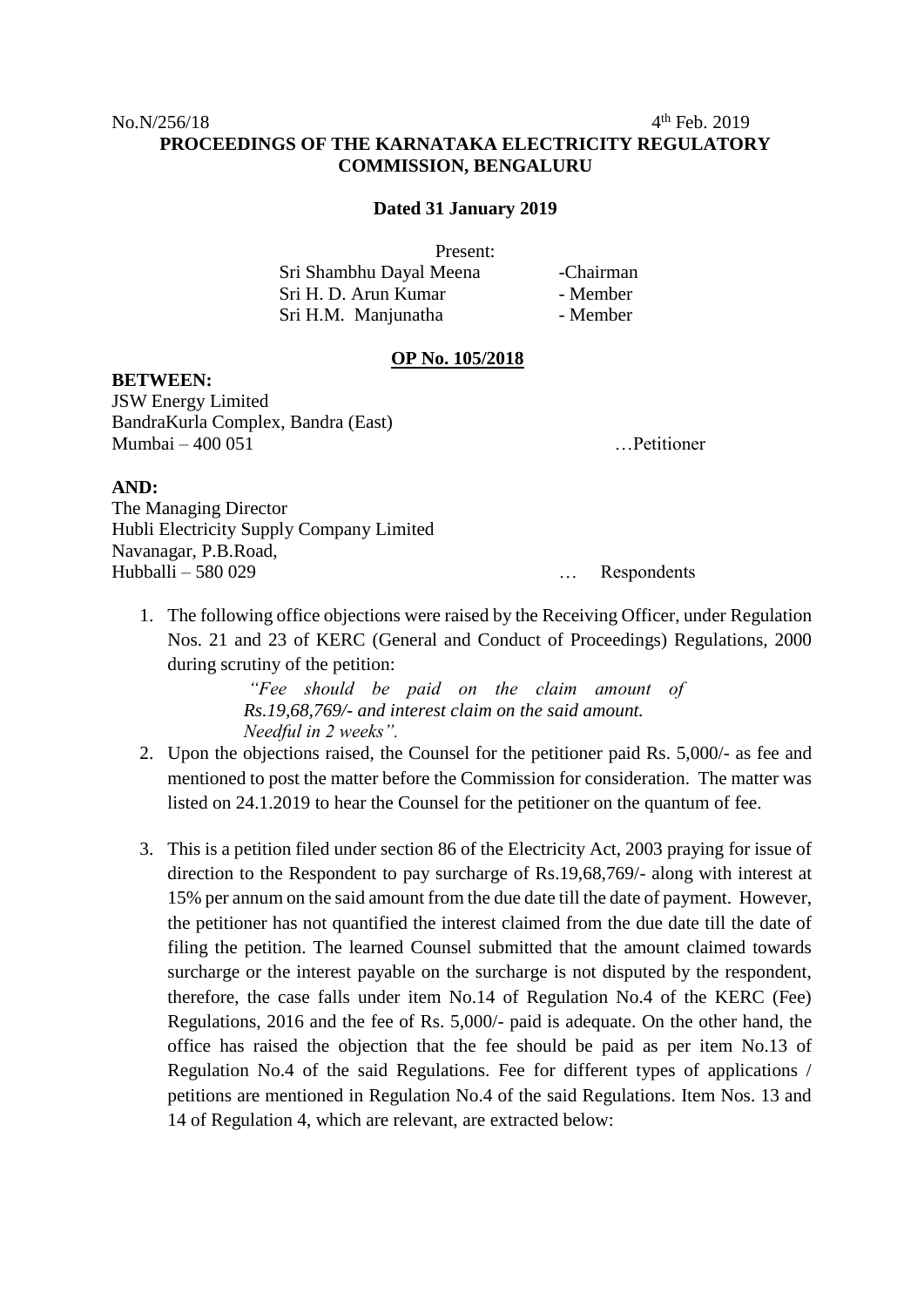No.N/256/18 4th Feb. 2019

**PROCEEDINGS OF THE KARNATAKA ELECTRICITY REGULATORY COMMISSION, BENGALURU**

**Dated 31 January 2019**

Present:

Sri Shambhu Dayal Meena -Chairman
Sri H. D. Arun Kumar - Member
Sri H.M. Manjunatha - Member

**OP No. 105/2018**

**BETWEEN:**

JSW Energy Limited
BandraKurla Complex, Bandra (East)
Mumbai – 400 051 …Petitioner

**AND:**

The Managing Director
Hubli Electricity Supply Company Limited
Navanagar, P.B.Road,
Hubballi – 580 029 … Respondents

1. The following office objections were raised by the Receiving Officer, under Regulation Nos. 21 and 23 of KERC (General and Conduct of Proceedings) Regulations, 2000 during scrutiny of the petition:

   *"Fee should be paid on the claim amount of Rs.19,68,769/- and interest claim on the said amount. Needful in 2 weeks".*

2. Upon the objections raised, the Counsel for the petitioner paid Rs. 5,000/- as fee and mentioned to post the matter before the Commission for consideration. The matter was listed on 24.1.2019 to hear the Counsel for the petitioner on the quantum of fee.

3. This is a petition filed under section 86 of the Electricity Act, 2003 praying for issue of direction to the Respondent to pay surcharge of Rs.19,68,769/- along with interest at 15% per annum on the said amount from the due date till the date of payment. However, the petitioner has not quantified the interest claimed from the due date till the date of filing the petition. The learned Counsel submitted that the amount claimed towards surcharge or the interest payable on the surcharge is not disputed by the respondent, therefore, the case falls under item No.14 of Regulation No.4 of the KERC (Fee) Regulations, 2016 and the fee of Rs. 5,000/- paid is adequate. On the other hand, the office has raised the objection that the fee should be paid as per item No.13 of Regulation No.4 of the said Regulations. Fee for different types of applications / petitions are mentioned in Regulation No.4 of the said Regulations. Item Nos. 13 and 14 of Regulation 4, which are relevant, are extracted below: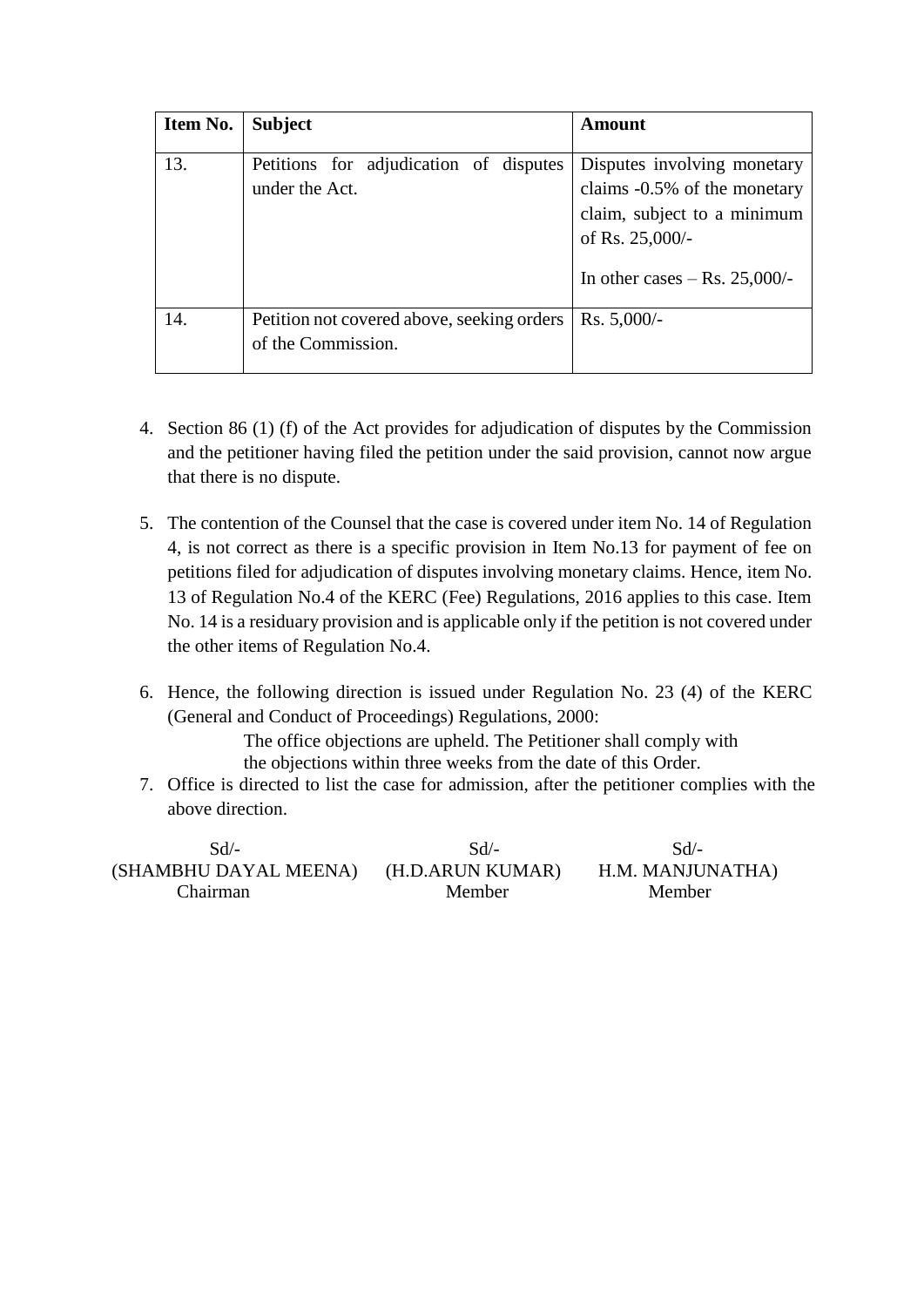| Item No. | Subject | Amount |
|---|---|---|
| 13. | Petitions for adjudication of disputes under the Act. | Disputes involving monetary claims -0.5% of the monetary claim, subject to a minimum of Rs. 25,000/-<br><br>In other cases – Rs. 25,000/- |
| 14. | Petition not covered above, seeking orders of the Commission. | Rs. 5,000/- |

4. Section 86 (1) (f) of the Act provides for adjudication of disputes by the Commission and the petitioner having filed the petition under the said provision, cannot now argue that there is no dispute.

5. The contention of the Counsel that the case is covered under item No. 14 of Regulation 4, is not correct as there is a specific provision in Item No.13 for payment of fee on petitions filed for adjudication of disputes involving monetary claims. Hence, item No. 13 of Regulation No.4 of the KERC (Fee) Regulations, 2016 applies to this case. Item No. 14 is a residuary provision and is applicable only if the petition is not covered under the other items of Regulation No.4.

6. Hence, the following direction is issued under Regulation No. 23 (4) of the KERC (General and Conduct of Proceedings) Regulations, 2000:

   The office objections are upheld. The Petitioner shall comply with the objections within three weeks from the date of this Order.

7. Office is directed to list the case for admission, after the petitioner complies with the above direction.

| | | |
|---|---|---|
| Sd/- | Sd/- | Sd/- |
| (SHAMBHU DAYAL MEENA) | (H.D.ARUN KUMAR) | H.M. MANJUNATHA) |
| Chairman | Member | Member |